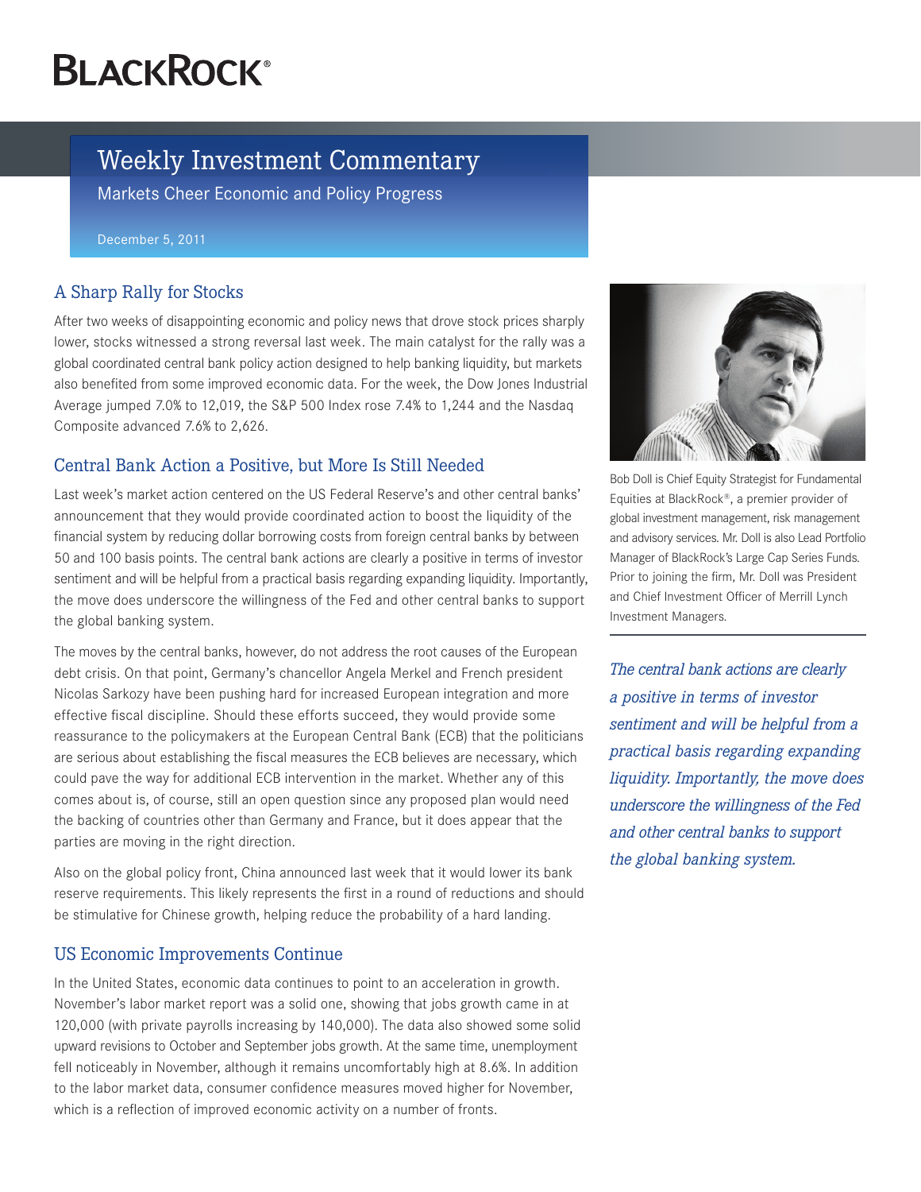# BlackRock®

## Weekly Investment Commentary

Markets Cheer Economic and Policy Progress

December 5, 2011

### A Sharp Rally for Stocks

After two weeks of disappointing economic and policy news that drove stock prices sharply lower, stocks witnessed a strong reversal last week. The main catalyst for the rally was a global coordinated central bank policy action designed to help banking liquidity, but markets also benefited from some improved economic data. For the week, the Dow Jones Industrial Average jumped 7.0% to 12,019, the S&P 500 Index rose 7.4% to 1,244 and the Nasdaq Composite advanced 7.6% to 2,626.

### Central Bank Action a Positive, but More Is Still Needed

Last week's market action centered on the US Federal Reserve's and other central banks' announcement that they would provide coordinated action to boost the liquidity of the financial system by reducing dollar borrowing costs from foreign central banks by between 50 and 100 basis points. The central bank actions are clearly a positive in terms of investor sentiment and will be helpful from a practical basis regarding expanding liquidity. Importantly, the move does underscore the willingness of the Fed and other central banks to support the global banking system.

The moves by the central banks, however, do not address the root causes of the European debt crisis. On that point, Germany's chancellor Angela Merkel and French president Nicolas Sarkozy have been pushing hard for increased European integration and more effective fiscal discipline. Should these efforts succeed, they would provide some reassurance to the policymakers at the European Central Bank (ECB) that the politicians are serious about establishing the fiscal measures the ECB believes are necessary, which could pave the way for additional ECB intervention in the market. Whether any of this comes about is, of course, still an open question since any proposed plan would need the backing of countries other than Germany and France, but it does appear that the parties are moving in the right direction.

Also on the global policy front, China announced last week that it would lower its bank reserve requirements. This likely represents the first in a round of reductions and should be stimulative for Chinese growth, helping reduce the probability of a hard landing.

### US Economic Improvements Continue

In the United States, economic data continues to point to an acceleration in growth. November's labor market report was a solid one, showing that jobs growth came in at 120,000 (with private payrolls increasing by 140,000). The data also showed some solid upward revisions to October and September jobs growth. At the same time, unemployment fell noticeably in November, although it remains uncomfortably high at 8.6%. In addition to the labor market data, consumer confidence measures moved higher for November, which is a reflection of improved economic activity on a number of fronts.

Bob Doll is Chief Equity Strategist for Fundamental Equities at BlackRock®, a premier provider of global investment management, risk management and advisory services. Mr. Doll is also Lead Portfolio Manager of BlackRock's Large Cap Series Funds. Prior to joining the firm, Mr. Doll was President and Chief Investment Officer of Merrill Lynch Investment Managers.

*The central bank actions are clearly a positive in terms of investor sentiment and will be helpful from a practical basis regarding expanding liquidity. Importantly, the move does underscore the willingness of the Fed and other central banks to support the global banking system.*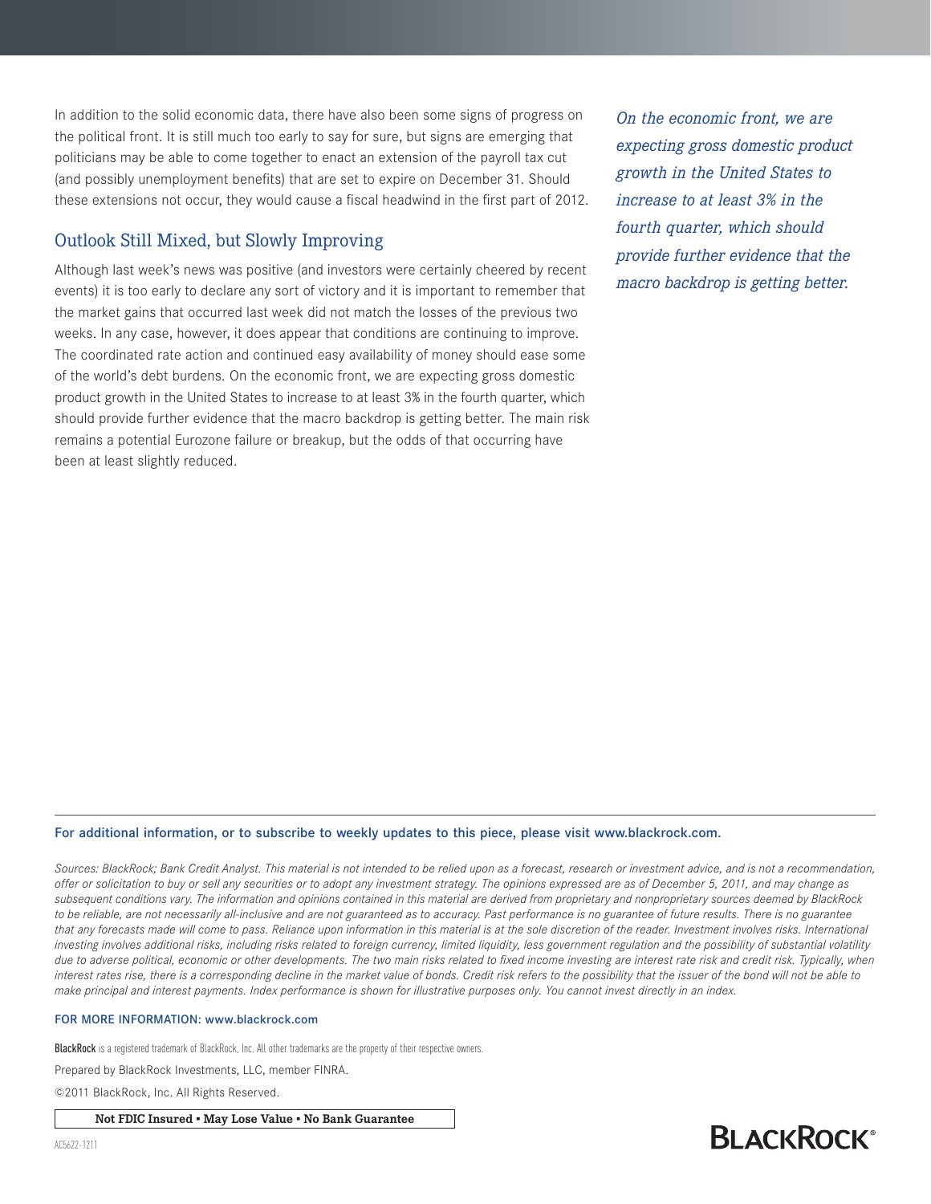In addition to the solid economic data, there have also been some signs of progress on the political front. It is still much too early to say for sure, but signs are emerging that politicians may be able to come together to enact an extension of the payroll tax cut (and possibly unemployment benefits) that are set to expire on December 31. Should these extensions not occur, they would cause a fiscal headwind in the first part of 2012.

## Outlook Still Mixed, but Slowly Improving

Although last week's news was positive (and investors were certainly cheered by recent events) it is too early to declare any sort of victory and it is important to remember that the market gains that occurred last week did not match the losses of the previous two weeks. In any case, however, it does appear that conditions are continuing to improve. The coordinated rate action and continued easy availability of money should ease some of the world's debt burdens. On the economic front, we are expecting gross domestic product growth in the United States to increase to at least 3% in the fourth quarter, which should provide further evidence that the macro backdrop is getting better. The main risk remains a potential Eurozone failure or breakup, but the odds of that occurring have been at least slightly reduced.

*On the economic front, we are expecting gross domestic product growth in the United States to increase to at least 3% in the fourth quarter, which should provide further evidence that the macro backdrop is getting better.*

**For additional information, or to subscribe to weekly updates to this piece, please visit www.blackrock.com.**

*Sources: BlackRock; Bank Credit Analyst. This material is not intended to be relied upon as a forecast, research or investment advice, and is not a recommendation, offer or solicitation to buy or sell any securities or to adopt any investment strategy. The opinions expressed are as of December 5, 2011, and may change as subsequent conditions vary. The information and opinions contained in this material are derived from proprietary and nonproprietary sources deemed by BlackRock to be reliable, are not necessarily all-inclusive and are not guaranteed as to accuracy. Past performance is no guarantee of future results. There is no guarantee that any forecasts made will come to pass. Reliance upon information in this material is at the sole discretion of the reader. Investment involves risks. International investing involves additional risks, including risks related to foreign currency, limited liquidity, less government regulation and the possibility of substantial volatility due to adverse political, economic or other developments. The two main risks related to fixed income investing are interest rate risk and credit risk. Typically, when interest rates rise, there is a corresponding decline in the market value of bonds. Credit risk refers to the possibility that the issuer of the bond will not be able to make principal and interest payments. Index performance is shown for illustrative purposes only. You cannot invest directly in an index.*

**FOR MORE INFORMATION: www.blackrock.com**

**BlackRock** is a registered trademark of BlackRock, Inc. All other trademarks are the property of their respective owners.

Prepared by BlackRock Investments, LLC, member FINRA.

©2011 BlackRock, Inc. All Rights Reserved.

**Not FDIC Insured • May Lose Value • No Bank Guarantee**

AC5622-1211

BLACKROCK®